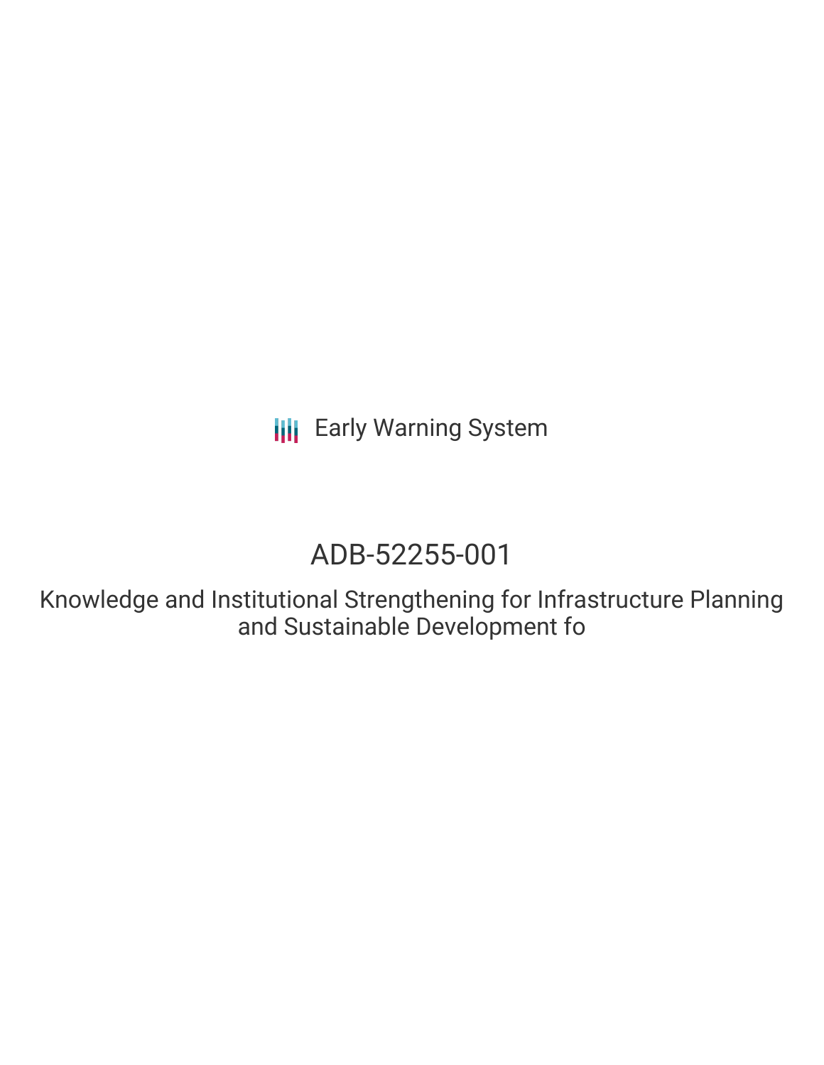Early Warning System

# ADB-52255-001

Knowledge and Institutional Strengthening for Infrastructure Planning and Sustainable Development fo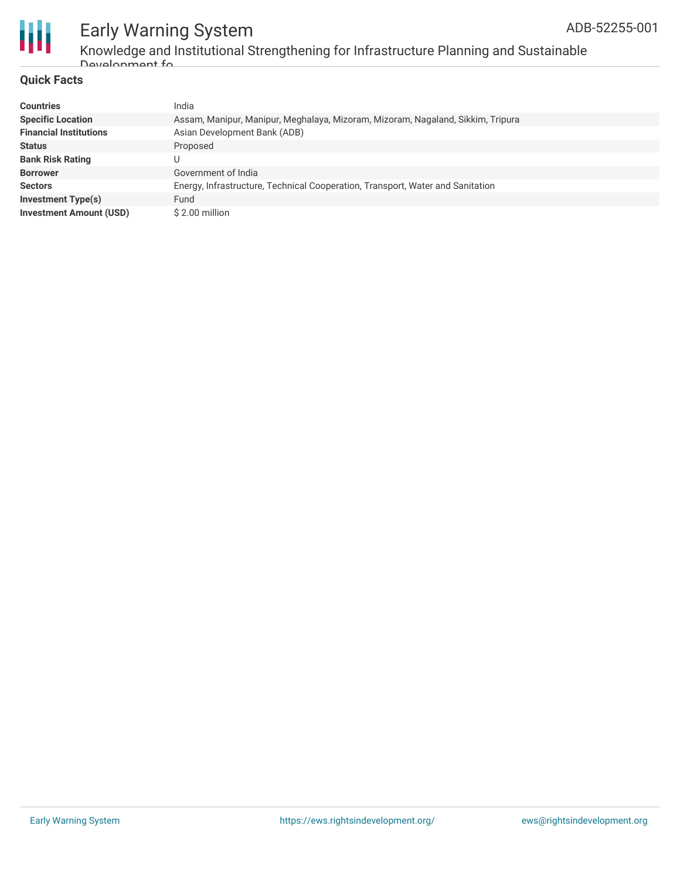## Quick Facts

| | |
|---|---|
| **Countries** | India |
| **Specific Location** | Assam, Manipur, Manipur, Meghalaya, Mizoram, Mizoram, Nagaland, Sikkim, Tripura |
| **Financial Institutions** | Asian Development Bank (ADB) |
| **Status** | Proposed |
| **Bank Risk Rating** | U |
| **Borrower** | Government of India |
| **Sectors** | Energy, Infrastructure, Technical Cooperation, Transport, Water and Sanitation |
| **Investment Type(s)** | Fund |
| **Investment Amount (USD)** | $ 2.00 million |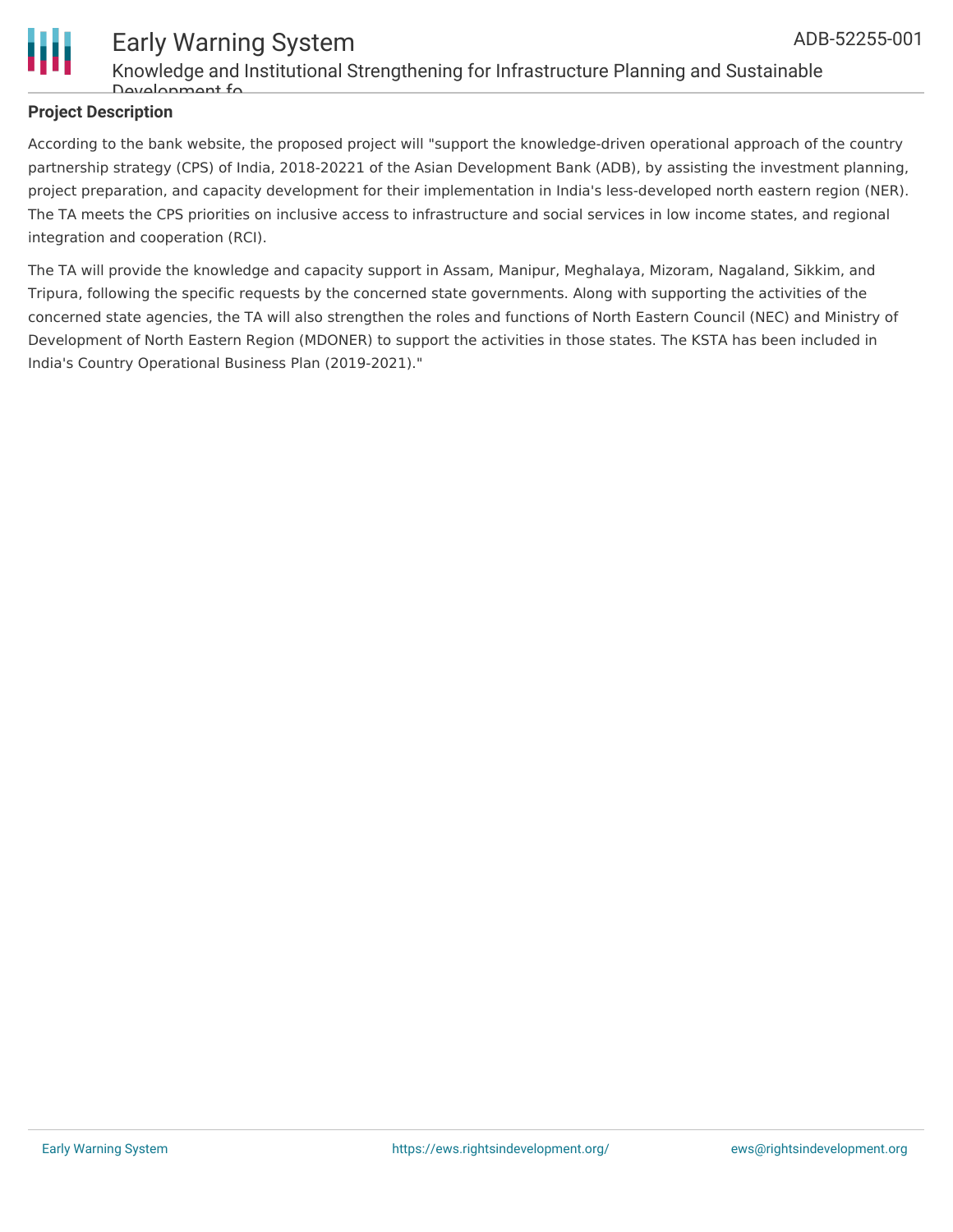## Project Description

According to the bank website, the proposed project will "support the knowledge-driven operational approach of the country partnership strategy (CPS) of India, 2018-20221 of the Asian Development Bank (ADB), by assisting the investment planning, project preparation, and capacity development for their implementation in India's less-developed north eastern region (NER). The TA meets the CPS priorities on inclusive access to infrastructure and social services in low income states, and regional integration and cooperation (RCI).

The TA will provide the knowledge and capacity support in Assam, Manipur, Meghalaya, Mizoram, Nagaland, Sikkim, and Tripura, following the specific requests by the concerned state governments. Along with supporting the activities of the concerned state agencies, the TA will also strengthen the roles and functions of North Eastern Council (NEC) and Ministry of Development of North Eastern Region (MDONER) to support the activities in those states. The KSTA has been included in India's Country Operational Business Plan (2019-2021)."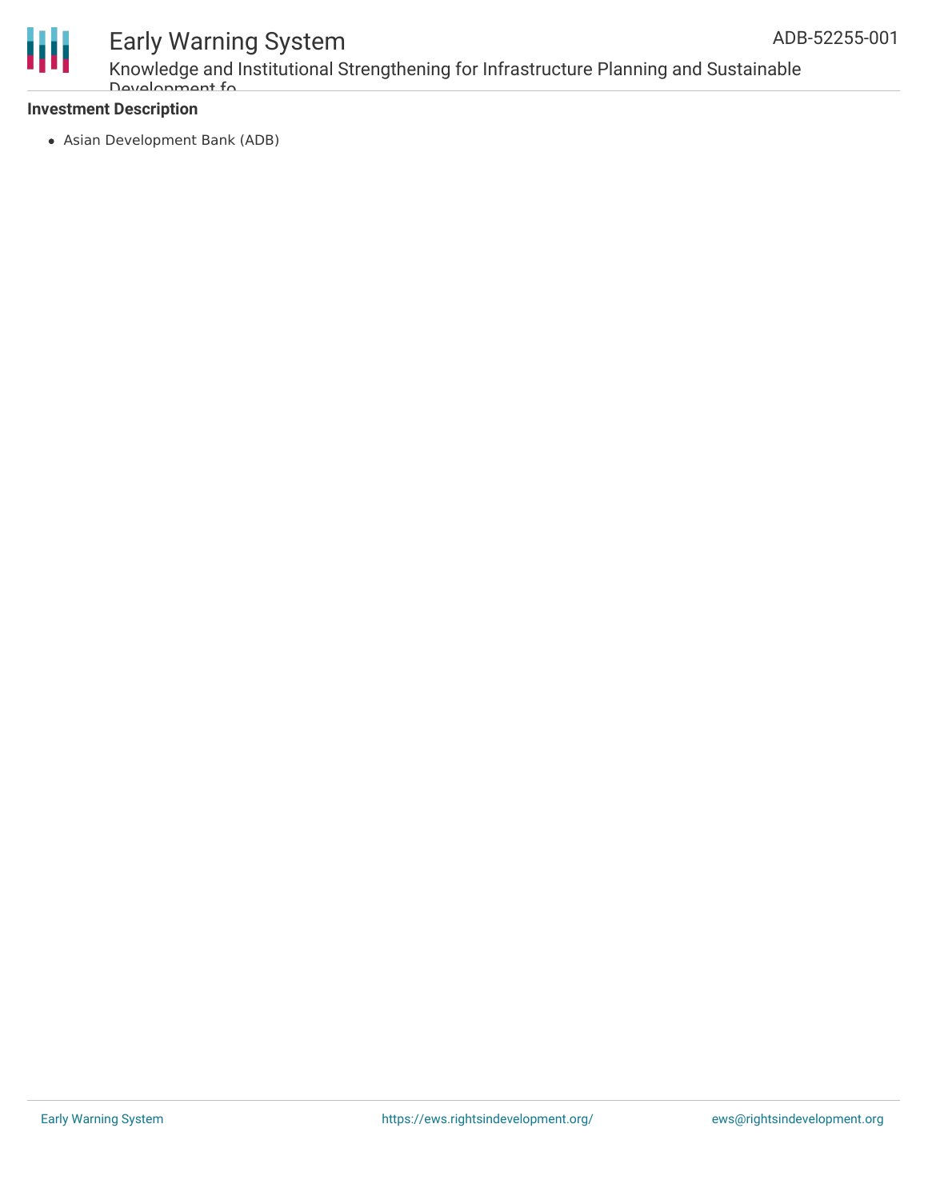**Investment Description**

- Asian Development Bank (ADB)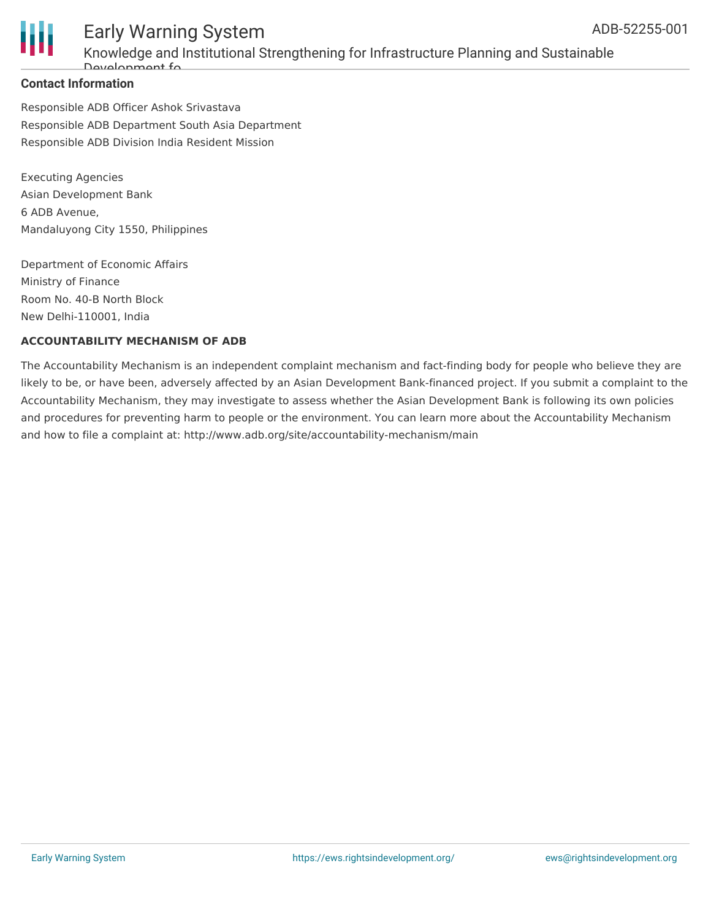**Contact Information**

Responsible ADB Officer Ashok Srivastava
Responsible ADB Department South Asia Department
Responsible ADB Division India Resident Mission

Executing Agencies
Asian Development Bank
6 ADB Avenue,
Mandaluyong City 1550, Philippines

Department of Economic Affairs
Ministry of Finance
Room No. 40-B North Block
New Delhi-110001, India

**ACCOUNTABILITY MECHANISM OF ADB**

The Accountability Mechanism is an independent complaint mechanism and fact-finding body for people who believe they are likely to be, or have been, adversely affected by an Asian Development Bank-financed project. If you submit a complaint to the Accountability Mechanism, they may investigate to assess whether the Asian Development Bank is following its own policies and procedures for preventing harm to people or the environment. You can learn more about the Accountability Mechanism and how to file a complaint at: http://www.adb.org/site/accountability-mechanism/main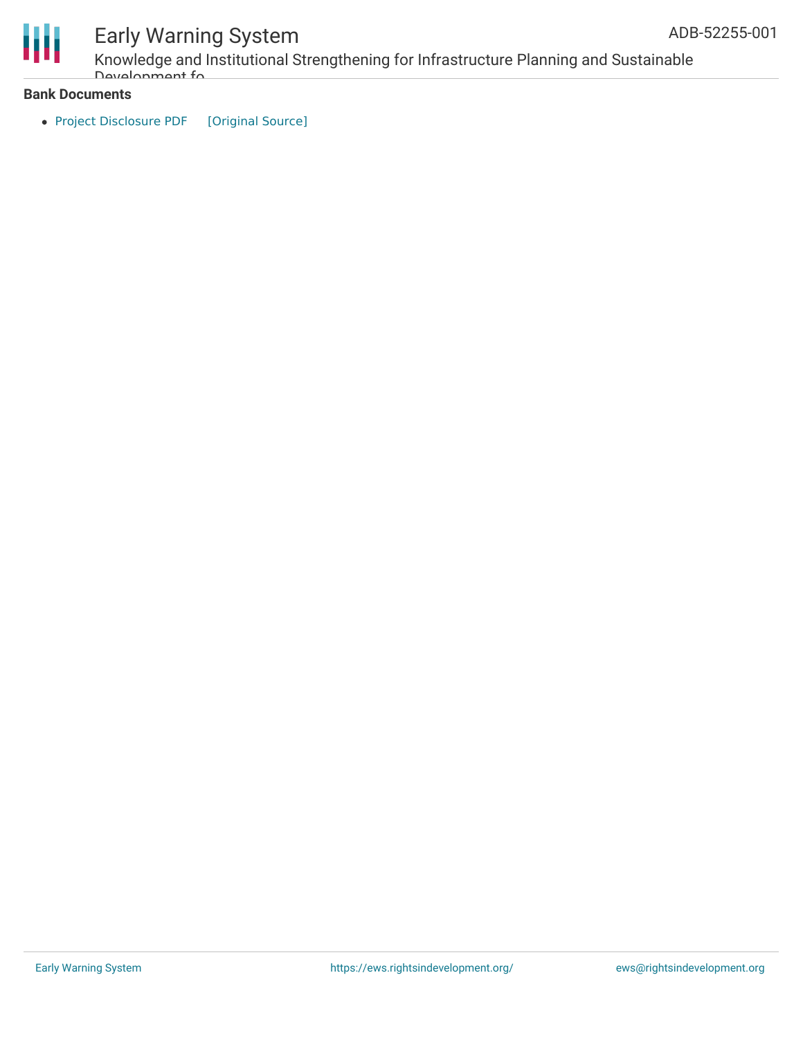## Bank Documents

- Project Disclosure PDF [Original Source]